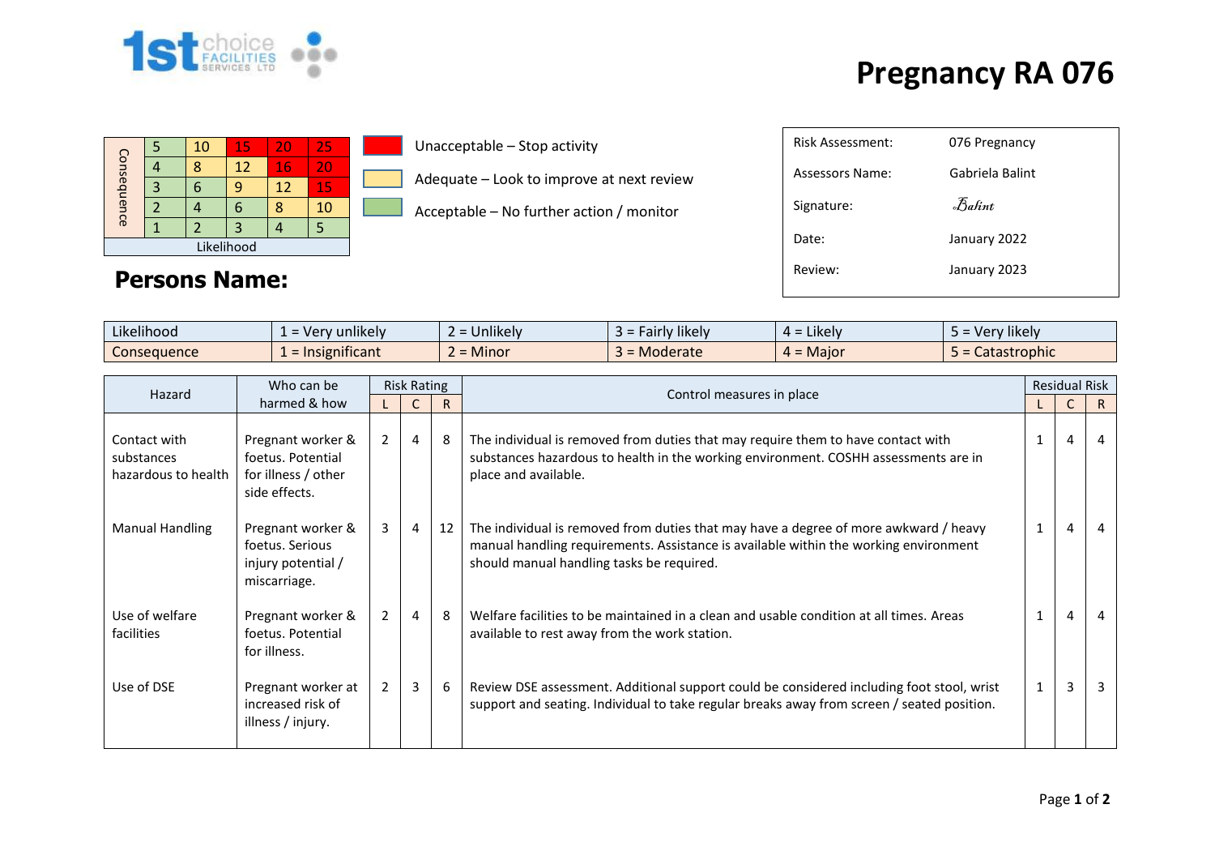# Pregnancy RA 076

| Consequence | | | | | |
|---|---|---|---|---|---|
| | 5 | 10 | 15 | 20 | 25 |
| | 4 | 8 | 12 | 16 | 20 |
| | 3 | 6 | 9 | 12 | 15 |
| | 2 | 4 | 6 | 8 | 10 |
| | 1 | 2 | 3 | 4 | 5 |
| | Likelihood | | | | |

- Unacceptable – Stop activity
- Adequate – Look to improve at next review
- Acceptable – No further action / monitor

| | |
|---|---|
| Risk Assessment: | 076 Pregnancy |
| Assessors Name: | Gabriela Balint |
| Signature: | Balint |
| Date: | January 2022 |
| Review: | January 2023 |

## Persons Name:

| Likelihood | 1 = Very unlikely | 2 = Unlikely | 3 = Fairly likely | 4 = Likely | 5 = Very likely |
|---|---|---|---|---|---|
| Consequence | 1 = Insignificant | 2 = Minor | 3 = Moderate | 4 = Major | 5 = Catastrophic |

| Hazard | Who can be harmed & how | Risk Rating | | | Control measures in place | Residual Risk | | |
|---|---|---|---|---|---|---|---|---|
| | | L | C | R | | L | C | R |
| Contact with substances hazardous to health | Pregnant worker & foetus. Potential for illness / other side effects. | 2 | 4 | 8 | The individual is removed from duties that may require them to have contact with substances hazardous to health in the working environment. COSHH assessments are in place and available. | 1 | 4 | 4 |
| Manual Handling | Pregnant worker & foetus. Serious injury potential / miscarriage. | 3 | 4 | 12 | The individual is removed from duties that may have a degree of more awkward / heavy manual handling requirements. Assistance is available within the working environment should manual handling tasks be required. | 1 | 4 | 4 |
| Use of welfare facilities | Pregnant worker & foetus. Potential for illness. | 2 | 4 | 8 | Welfare facilities to be maintained in a clean and usable condition at all times. Areas available to rest away from the work station. | 1 | 4 | 4 |
| Use of DSE | Pregnant worker at increased risk of illness / injury. | 2 | 3 | 6 | Review DSE assessment. Additional support could be considered including foot stool, wrist support and seating. Individual to take regular breaks away from screen / seated position. | 1 | 3 | 3 |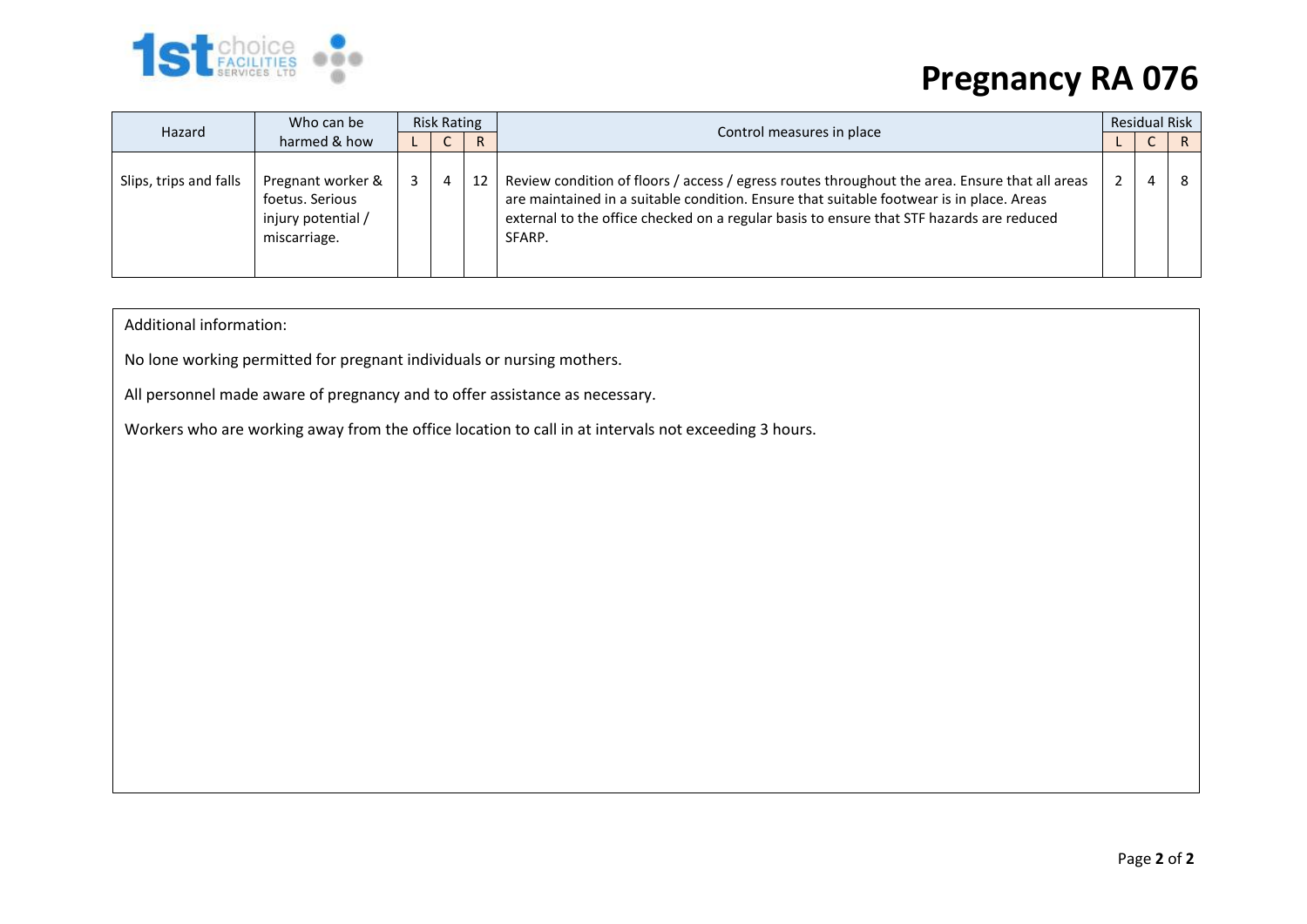# Pregnancy RA 076

| Hazard | Who can be harmed & how | Risk Rating | | | Control measures in place | Residual Risk | | |
|---|---|---|---|---|---|---|---|---|
| | | L | C | R | | L | C | R |
| Slips, trips and falls | Pregnant worker & foetus. Serious injury potential / miscarriage. | 3 | 4 | 12 | Review condition of floors / access / egress routes throughout the area. Ensure that all areas are maintained in a suitable condition. Ensure that suitable footwear is in place. Areas external to the office checked on a regular basis to ensure that STF hazards are reduced SFARP. | 2 | 4 | 8 |

Additional information:

No lone working permitted for pregnant individuals or nursing mothers.

All personnel made aware of pregnancy and to offer assistance as necessary.

Workers who are working away from the office location to call in at intervals not exceeding 3 hours.